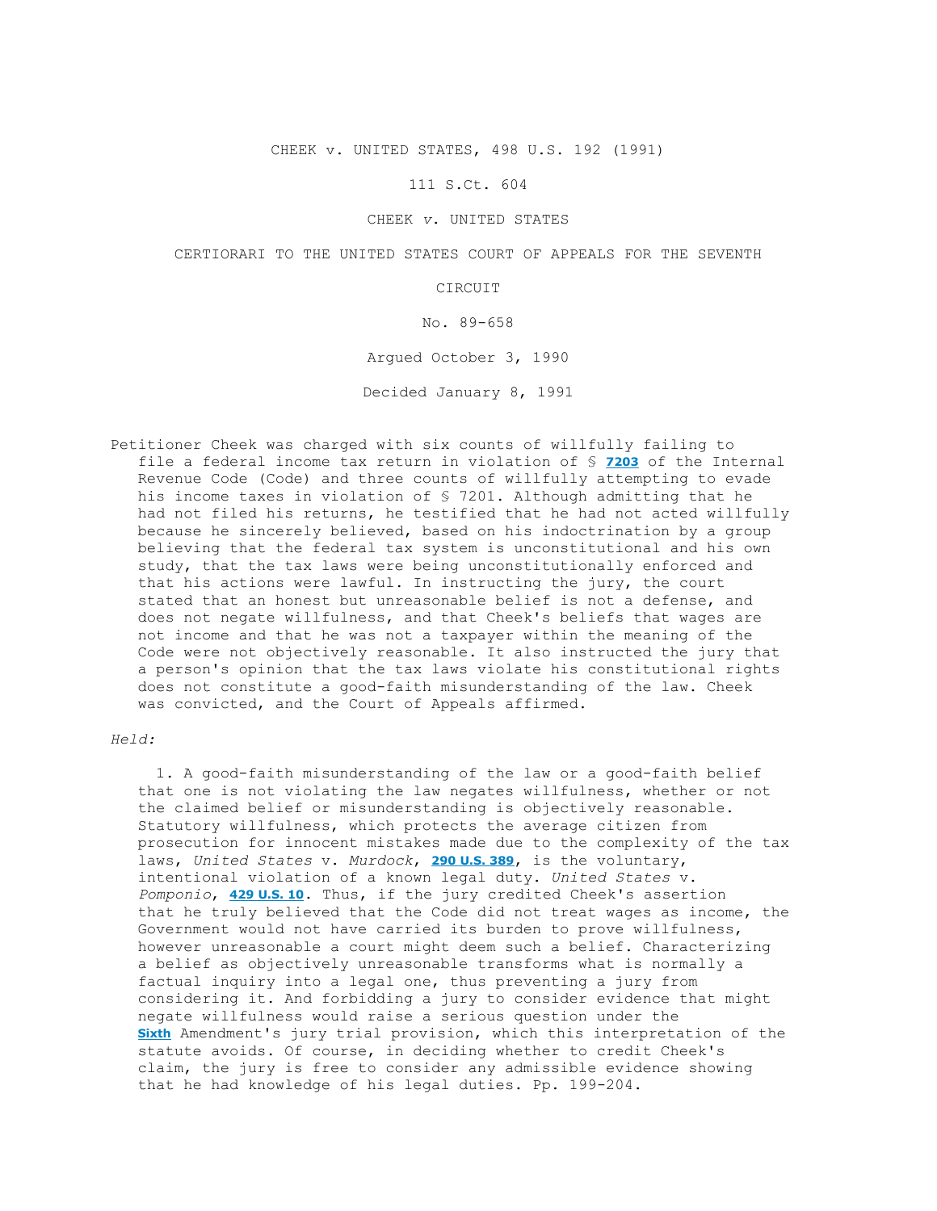CHEEK v. UNITED STATES, 498 U.S. 192 (1991)

111 S.Ct. 604

CHEEK *v.* UNITED STATES

CERTIORARI TO THE UNITED STATES COURT OF APPEALS FOR THE SEVENTH CIRCUIT

No. 89-658

Argued October 3, 1990

Decided January 8, 1991

Petitioner Cheek was charged with six counts of willfully failing to file a federal income tax return in violation of § **7203** of the Internal Revenue Code (Code) and three counts of willfully attempting to evade his income taxes in violation of § 7201. Although admitting that he had not filed his returns, he testified that he had not acted willfully because he sincerely believed, based on his indoctrination by a group believing that the federal tax system is unconstitutional and his own study, that the tax laws were being unconstitutionally enforced and that his actions were lawful. In instructing the jury, the court stated that an honest but unreasonable belief is not a defense, and does not negate willfulness, and that Cheek's beliefs that wages are not income and that he was not a taxpayer within the meaning of the Code were not objectively reasonable. It also instructed the jury that a person's opinion that the tax laws violate his constitutional rights does not constitute a good-faith misunderstanding of the law. Cheek was convicted, and the Court of Appeals affirmed.

*Held:*

1. A good-faith misunderstanding of the law or a good-faith belief that one is not violating the law negates willfulness, whether or not the claimed belief or misunderstanding is objectively reasonable. Statutory willfulness, which protects the average citizen from prosecution for innocent mistakes made due to the complexity of the tax laws, *United States* v. *Murdock*, **290 U.S. 389**, is the voluntary, intentional violation of a known legal duty. *United States* v. *Pomponio*, **429 U.S. 10**. Thus, if the jury credited Cheek's assertion that he truly believed that the Code did not treat wages as income, the Government would not have carried its burden to prove willfulness, however unreasonable a court might deem such a belief. Characterizing a belief as objectively unreasonable transforms what is normally a factual inquiry into a legal one, thus preventing a jury from considering it. And forbidding a jury to consider evidence that might negate willfulness would raise a serious question under the **Sixth** Amendment's jury trial provision, which this interpretation of the statute avoids. Of course, in deciding whether to credit Cheek's claim, the jury is free to consider any admissible evidence showing that he had knowledge of his legal duties. Pp. 199-204.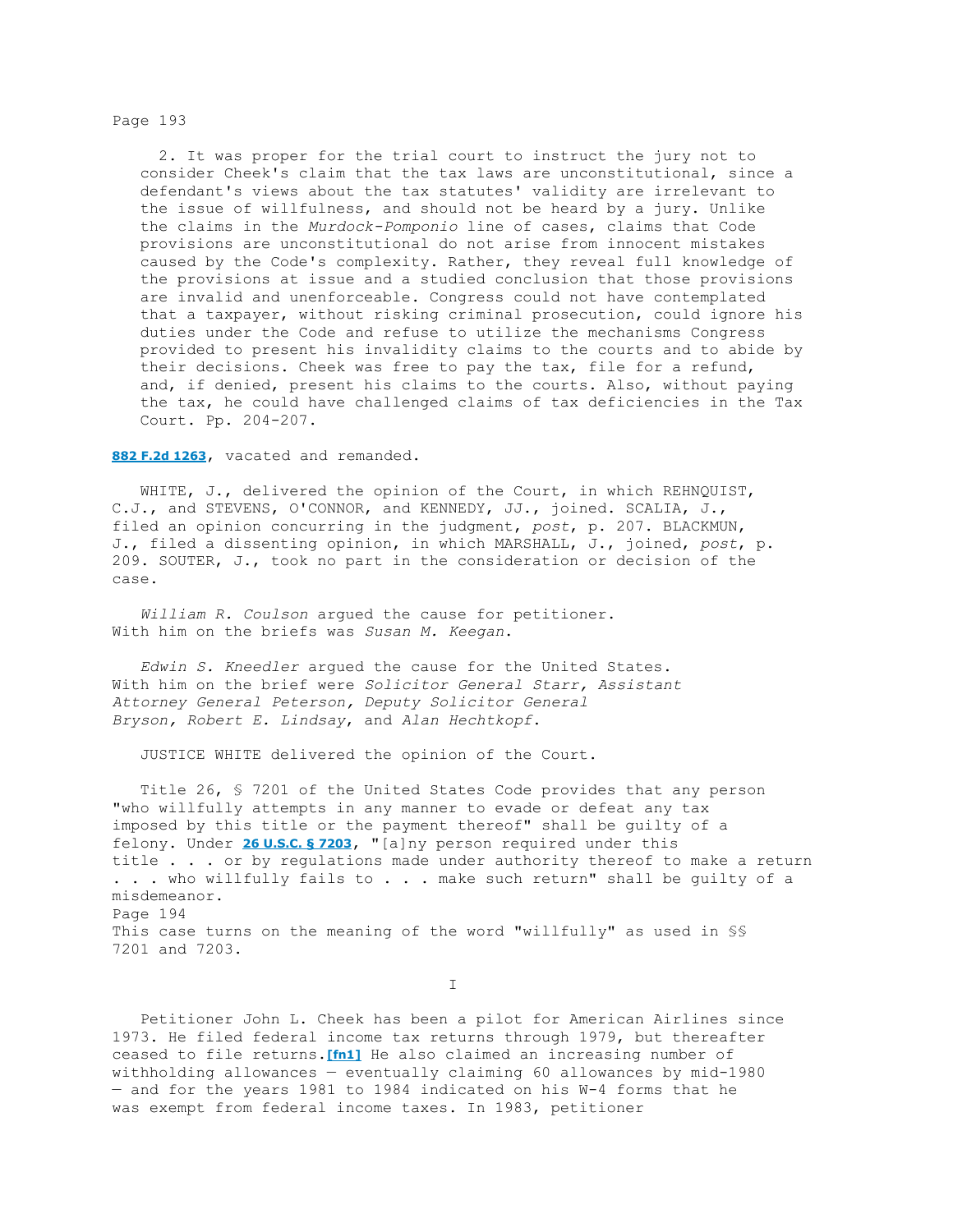2. It was proper for the trial court to instruct the jury not to consider Cheek's claim that the tax laws are unconstitutional, since a defendant's views about the tax statutes' validity are irrelevant to the issue of willfulness, and should not be heard by a jury. Unlike the claims in the *Murdock-Pomponio* line of cases, claims that Code provisions are unconstitutional do not arise from innocent mistakes caused by the Code's complexity. Rather, they reveal full knowledge of the provisions at issue and a studied conclusion that those provisions are invalid and unenforceable. Congress could not have contemplated that a taxpayer, without risking criminal prosecution, could ignore his duties under the Code and refuse to utilize the mechanisms Congress provided to present his invalidity claims to the courts and to abide by their decisions. Cheek was free to pay the tax, file for a refund, and, if denied, present his claims to the courts. Also, without paying the tax, he could have challenged claims of tax deficiencies in the Tax Court. Pp. 204-207.

**882 F.2d 1263**, vacated and remanded.

WHITE, J., delivered the opinion of the Court, in which REHNQUIST, C.J., and STEVENS, O'CONNOR, and KENNEDY, JJ., joined. SCALIA, J., filed an opinion concurring in the judgment, *post*, p. 207. BLACKMUN, J., filed a dissenting opinion, in which MARSHALL, J., joined, *post*, p. 209. SOUTER, J., took no part in the consideration or decision of the case.

*William R. Coulson* argued the cause for petitioner. With him on the briefs was *Susan M. Keegan*.

*Edwin S. Kneedler* argued the cause for the United States. With him on the brief were *Solicitor General Starr, Assistant Attorney General Peterson, Deputy Solicitor General Bryson, Robert E. Lindsay*, and *Alan Hechtkopf*.

JUSTICE WHITE delivered the opinion of the Court.

Title 26, § 7201 of the United States Code provides that any person "who willfully attempts in any manner to evade or defeat any tax imposed by this title or the payment thereof" shall be guilty of a felony. Under **26 U.S.C. § 7203**, "[a]ny person required under this title . . . or by regulations made under authority thereof to make a return . . . who willfully fails to . . . make such return" shall be guilty of a misdemeanor.

Page 194

This case turns on the meaning of the word "willfully" as used in §§ 7201 and 7203.

## I

Petitioner John L. Cheek has been a pilot for American Airlines since 1973. He filed federal income tax returns through 1979, but thereafter ceased to file returns.[fn1] He also claimed an increasing number of withholding allowances — eventually claiming 60 allowances by mid-1980 — and for the years 1981 to 1984 indicated on his W-4 forms that he was exempt from federal income taxes. In 1983, petitioner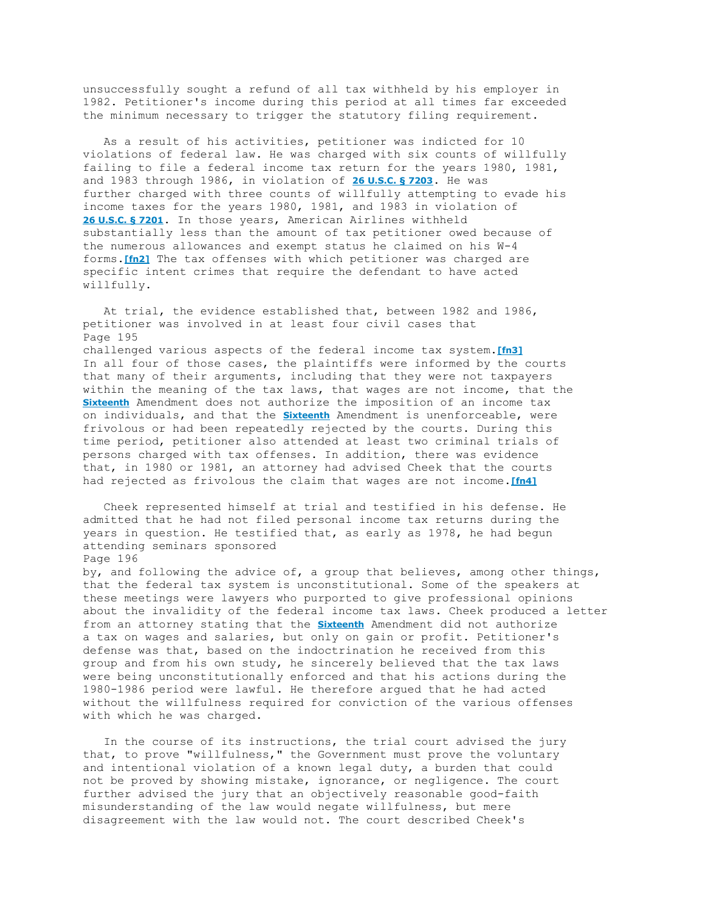unsuccessfully sought a refund of all tax withheld by his employer in 1982. Petitioner's income during this period at all times far exceeded the minimum necessary to trigger the statutory filing requirement.

As a result of his activities, petitioner was indicted for 10 violations of federal law. He was charged with six counts of willfully failing to file a federal income tax return for the years 1980, 1981, and 1983 through 1986, in violation of **26 U.S.C. § 7203**. He was further charged with three counts of willfully attempting to evade his income taxes for the years 1980, 1981, and 1983 in violation of **26 U.S.C. § 7201**. In those years, American Airlines withheld substantially less than the amount of tax petitioner owed because of the numerous allowances and exempt status he claimed on his W-4 forms.**[fn2]** The tax offenses with which petitioner was charged are specific intent crimes that require the defendant to have acted willfully.

At trial, the evidence established that, between 1982 and 1986, petitioner was involved in at least four civil cases that
Page 195
challenged various aspects of the federal income tax system.**[fn3]** In all four of those cases, the plaintiffs were informed by the courts that many of their arguments, including that they were not taxpayers within the meaning of the tax laws, that wages are not income, that the **Sixteenth** Amendment does not authorize the imposition of an income tax on individuals, and that the **Sixteenth** Amendment is unenforceable, were frivolous or had been repeatedly rejected by the courts. During this time period, petitioner also attended at least two criminal trials of persons charged with tax offenses. In addition, there was evidence that, in 1980 or 1981, an attorney had advised Cheek that the courts had rejected as frivolous the claim that wages are not income.**[fn4]**

Cheek represented himself at trial and testified in his defense. He admitted that he had not filed personal income tax returns during the years in question. He testified that, as early as 1978, he had begun attending seminars sponsored
Page 196
by, and following the advice of, a group that believes, among other things, that the federal tax system is unconstitutional. Some of the speakers at these meetings were lawyers who purported to give professional opinions about the invalidity of the federal income tax laws. Cheek produced a letter from an attorney stating that the **Sixteenth** Amendment did not authorize a tax on wages and salaries, but only on gain or profit. Petitioner's defense was that, based on the indoctrination he received from this group and from his own study, he sincerely believed that the tax laws were being unconstitutionally enforced and that his actions during the 1980-1986 period were lawful. He therefore argued that he had acted without the willfulness required for conviction of the various offenses with which he was charged.

In the course of its instructions, the trial court advised the jury that, to prove "willfulness," the Government must prove the voluntary and intentional violation of a known legal duty, a burden that could not be proved by showing mistake, ignorance, or negligence. The court further advised the jury that an objectively reasonable good-faith misunderstanding of the law would negate willfulness, but mere disagreement with the law would not. The court described Cheek's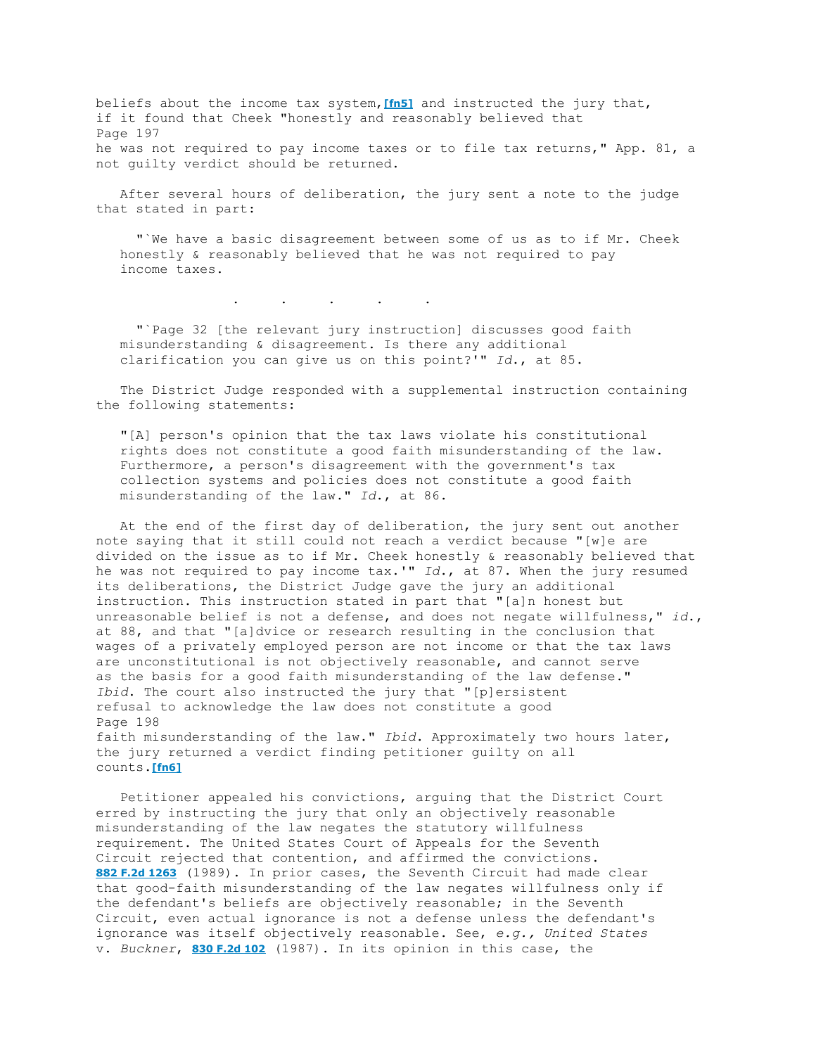beliefs about the income tax system,[fn5] and instructed the jury that, if it found that Cheek "honestly and reasonably believed that he was not required to pay income taxes or to file tax returns," App. 81, a not guilty verdict should be returned.

After several hours of deliberation, the jury sent a note to the judge that stated in part:

> "`We have a basic disagreement between some of us as to if Mr. Cheek honestly & reasonably believed that he was not required to pay income taxes.
>
> . . . . .
>
> "`Page 32 [the relevant jury instruction] discusses good faith misunderstanding & disagreement. Is there any additional clarification you can give us on this point?'" *Id.*, at 85.

The District Judge responded with a supplemental instruction containing the following statements:

> "[A] person's opinion that the tax laws violate his constitutional rights does not constitute a good faith misunderstanding of the law. Furthermore, a person's disagreement with the government's tax collection systems and policies does not constitute a good faith misunderstanding of the law." *Id.*, at 86.

At the end of the first day of deliberation, the jury sent out another note saying that it still could not reach a verdict because "[w]e are divided on the issue as to if Mr. Cheek honestly & reasonably believed that he was not required to pay income tax.'" *Id.*, at 87. When the jury resumed its deliberations, the District Judge gave the jury an additional instruction. This instruction stated in part that "[a]n honest but unreasonable belief is not a defense, and does not negate willfulness," *id.*, at 88, and that "[a]dvice or research resulting in the conclusion that wages of a privately employed person are not income or that the tax laws are unconstitutional is not objectively reasonable, and cannot serve as the basis for a good faith misunderstanding of the law defense." *Ibid.* The court also instructed the jury that "[p]ersistent refusal to acknowledge the law does not constitute a good faith misunderstanding of the law." *Ibid.* Approximately two hours later, the jury returned a verdict finding petitioner guilty on all counts.[fn6]

Petitioner appealed his convictions, arguing that the District Court erred by instructing the jury that only an objectively reasonable misunderstanding of the law negates the statutory willfulness requirement. The United States Court of Appeals for the Seventh Circuit rejected that contention, and affirmed the convictions. 882 F.2d 1263 (1989). In prior cases, the Seventh Circuit had made clear that good-faith misunderstanding of the law negates willfulness only if the defendant's beliefs are objectively reasonable; in the Seventh Circuit, even actual ignorance is not a defense unless the defendant's ignorance was itself objectively reasonable. See, *e.g., United States* v. *Buckner*, 830 F.2d 102 (1987). In its opinion in this case, the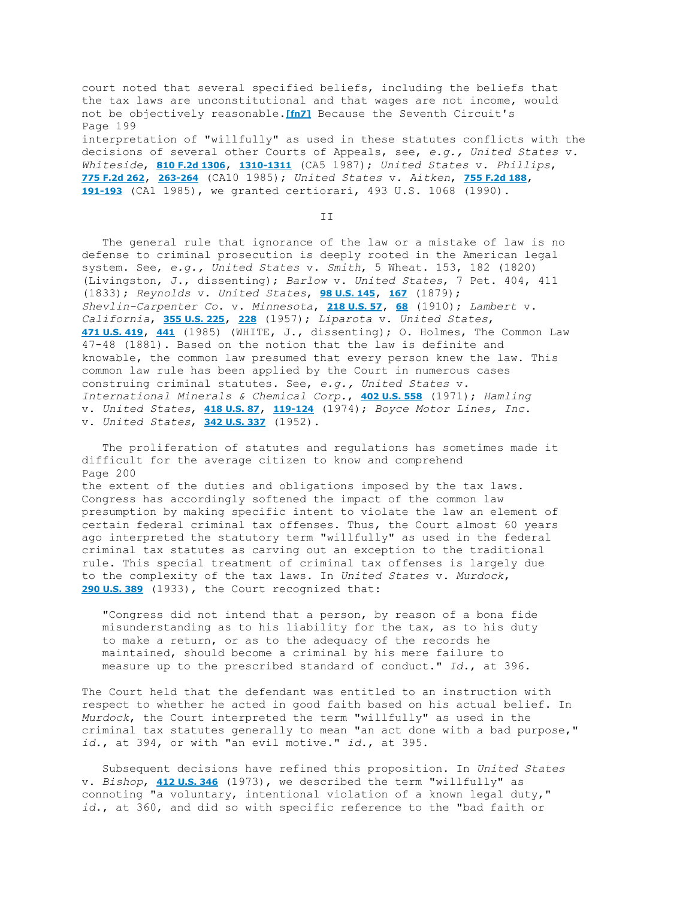court noted that several specified beliefs, including the beliefs that the tax laws are unconstitutional and that wages are not income, would not be objectively reasonable.[fn7] Because the Seventh Circuit's interpretation of "willfully" as used in these statutes conflicts with the decisions of several other Courts of Appeals, see, *e.g.,* *United States* v. *Whiteside*, 810 F.2d 1306, 1310-1311 (CA5 1987); *United States* v. *Phillips*, 775 F.2d 262, 263-264 (CA10 1985); *United States* v. *Aitken*, 755 F.2d 188, 191-193 (CA1 1985), we granted certiorari, 493 U.S. 1068 (1990).

II

The general rule that ignorance of the law or a mistake of law is no defense to criminal prosecution is deeply rooted in the American legal system. See, *e.g.,* *United States* v. *Smith*, 5 Wheat. 153, 182 (1820) (Livingston, J., dissenting); *Barlow* v. *United States*, 7 Pet. 404, 411 (1833); *Reynolds* v. *United States*, 98 U.S. 145, 167 (1879); *Shevlin-Carpenter Co.* v. *Minnesota*, 218 U.S. 57, 68 (1910); *Lambert* v. *California*, 355 U.S. 225, 228 (1957); *Liparota* v. *United States*, 471 U.S. 419, 441 (1985) (WHITE, J., dissenting); O. Holmes, The Common Law 47-48 (1881). Based on the notion that the law is definite and knowable, the common law presumed that every person knew the law. This common law rule has been applied by the Court in numerous cases construing criminal statutes. See, *e.g.,* *United States* v. *International Minerals & Chemical Corp.*, 402 U.S. 558 (1971); *Hamling* v. *United States*, 418 U.S. 87, 119-124 (1974); *Boyce Motor Lines, Inc.* v. *United States*, 342 U.S. 337 (1952).

The proliferation of statutes and regulations has sometimes made it difficult for the average citizen to know and comprehend the extent of the duties and obligations imposed by the tax laws. Congress has accordingly softened the impact of the common law presumption by making specific intent to violate the law an element of certain federal criminal tax offenses. Thus, the Court almost 60 years ago interpreted the statutory term "willfully" as used in the federal criminal tax statutes as carving out an exception to the traditional rule. This special treatment of criminal tax offenses is largely due to the complexity of the tax laws. In *United States* v. *Murdock*, 290 U.S. 389 (1933), the Court recognized that:

> "Congress did not intend that a person, by reason of a bona fide misunderstanding as to his liability for the tax, as to his duty to make a return, or as to the adequacy of the records he maintained, should become a criminal by his mere failure to measure up to the prescribed standard of conduct." *Id.*, at 396.

The Court held that the defendant was entitled to an instruction with respect to whether he acted in good faith based on his actual belief. In *Murdock*, the Court interpreted the term "willfully" as used in the criminal tax statutes generally to mean "an act done with a bad purpose," *id.*, at 394, or with "an evil motive." *id.*, at 395.

Subsequent decisions have refined this proposition. In *United States* v. *Bishop*, 412 U.S. 346 (1973), we described the term "willfully" as connoting "a voluntary, intentional violation of a known legal duty," *id.*, at 360, and did so with specific reference to the "bad faith or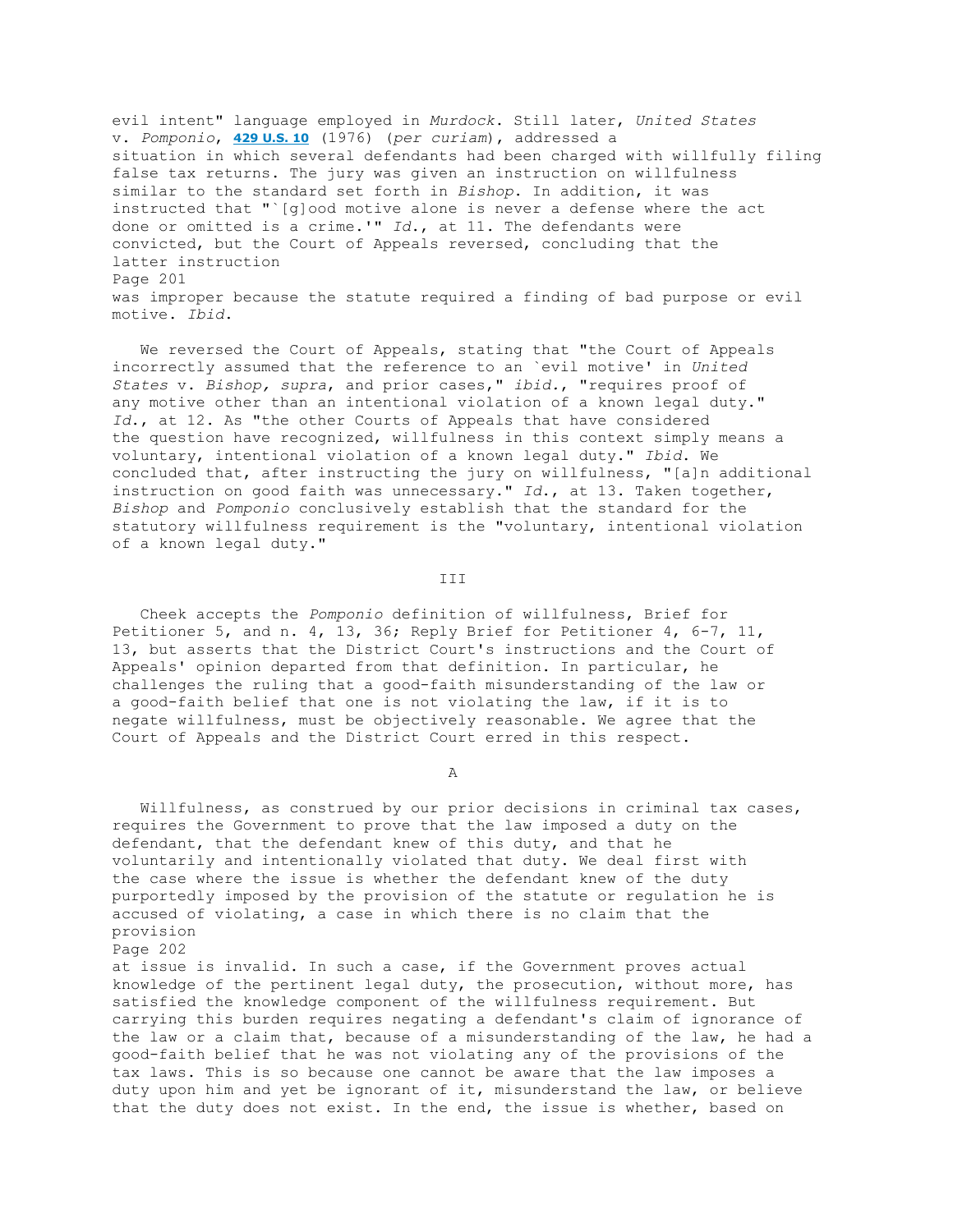evil intent" language employed in *Murdock*. Still later, *United States* v. *Pomponio*, **429 U.S. 10** (1976) (*per curiam*), addressed a situation in which several defendants had been charged with willfully filing false tax returns. The jury was given an instruction on willfulness similar to the standard set forth in *Bishop*. In addition, it was instructed that "`[g]ood motive alone is never a defense where the act done or omitted is a crime.'" *Id*., at 11. The defendants were convicted, but the Court of Appeals reversed, concluding that the latter instruction was improper because the statute required a finding of bad purpose or evil motive. *Ibid*.

We reversed the Court of Appeals, stating that "the Court of Appeals incorrectly assumed that the reference to an `evil motive' in *United States* v. *Bishop, supra*, and prior cases," *ibid*., "requires proof of any motive other than an intentional violation of a known legal duty." *Id*., at 12. As "the other Courts of Appeals that have considered the question have recognized, willfulness in this context simply means a voluntary, intentional violation of a known legal duty." *Ibid*. We concluded that, after instructing the jury on willfulness, "[a]n additional instruction on good faith was unnecessary." *Id*., at 13. Taken together, *Bishop* and *Pomponio* conclusively establish that the standard for the statutory willfulness requirement is the "voluntary, intentional violation of a known legal duty."

## III

Cheek accepts the *Pomponio* definition of willfulness, Brief for Petitioner 5, and n. 4, 13, 36; Reply Brief for Petitioner 4, 6-7, 11, 13, but asserts that the District Court's instructions and the Court of Appeals' opinion departed from that definition. In particular, he challenges the ruling that a good-faith misunderstanding of the law or a good-faith belief that one is not violating the law, if it is to negate willfulness, must be objectively reasonable. We agree that the Court of Appeals and the District Court erred in this respect.

### A

Willfulness, as construed by our prior decisions in criminal tax cases, requires the Government to prove that the law imposed a duty on the defendant, that the defendant knew of this duty, and that he voluntarily and intentionally violated that duty. We deal first with the case where the issue is whether the defendant knew of the duty purportedly imposed by the provision of the statute or regulation he is accused of violating, a case in which there is no claim that the provision at issue is invalid. In such a case, if the Government proves actual knowledge of the pertinent legal duty, the prosecution, without more, has satisfied the knowledge component of the willfulness requirement. But carrying this burden requires negating a defendant's claim of ignorance of the law or a claim that, because of a misunderstanding of the law, he had a good-faith belief that he was not violating any of the provisions of the tax laws. This is so because one cannot be aware that the law imposes a duty upon him and yet be ignorant of it, misunderstand the law, or believe that the duty does not exist. In the end, the issue is whether, based on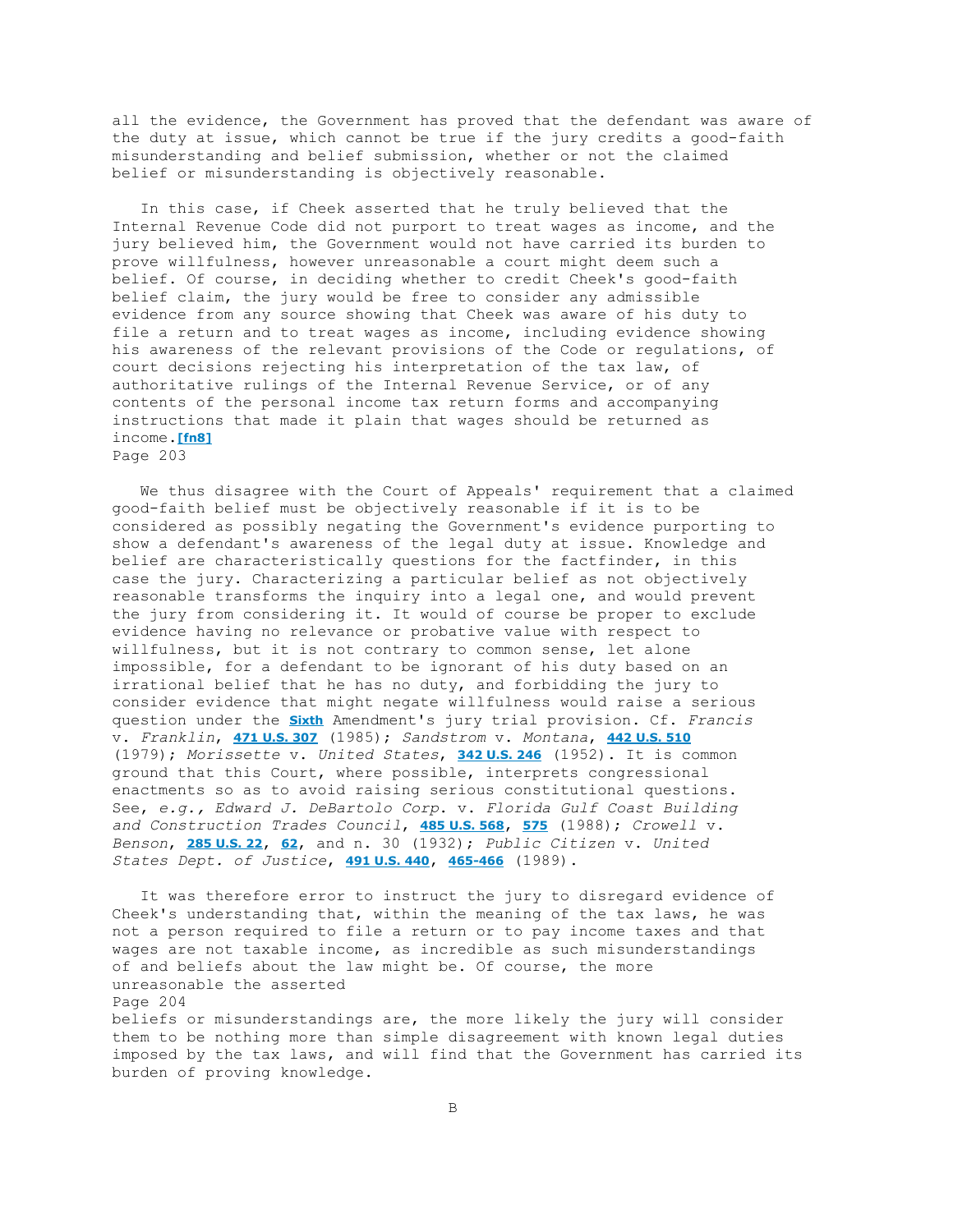all the evidence, the Government has proved that the defendant was aware of the duty at issue, which cannot be true if the jury credits a good-faith misunderstanding and belief submission, whether or not the claimed belief or misunderstanding is objectively reasonable.

In this case, if Cheek asserted that he truly believed that the Internal Revenue Code did not purport to treat wages as income, and the jury believed him, the Government would not have carried its burden to prove willfulness, however unreasonable a court might deem such a belief. Of course, in deciding whether to credit Cheek's good-faith belief claim, the jury would be free to consider any admissible evidence from any source showing that Cheek was aware of his duty to file a return and to treat wages as income, including evidence showing his awareness of the relevant provisions of the Code or regulations, of court decisions rejecting his interpretation of the tax law, of authoritative rulings of the Internal Revenue Service, or of any contents of the personal income tax return forms and accompanying instructions that made it plain that wages should be returned as income.**[fn8]**

Page 203

We thus disagree with the Court of Appeals' requirement that a claimed good-faith belief must be objectively reasonable if it is to be considered as possibly negating the Government's evidence purporting to show a defendant's awareness of the legal duty at issue. Knowledge and belief are characteristically questions for the factfinder, in this case the jury. Characterizing a particular belief as not objectively reasonable transforms the inquiry into a legal one, and would prevent the jury from considering it. It would of course be proper to exclude evidence having no relevance or probative value with respect to willfulness, but it is not contrary to common sense, let alone impossible, for a defendant to be ignorant of his duty based on an irrational belief that he has no duty, and forbidding the jury to consider evidence that might negate willfulness would raise a serious question under the **Sixth** Amendment's jury trial provision. Cf. *Francis* v. *Franklin*, **471 U.S. 307** (1985); *Sandstrom* v. *Montana*, **442 U.S. 510** (1979); *Morissette* v. *United States*, **342 U.S. 246** (1952). It is common ground that this Court, where possible, interprets congressional enactments so as to avoid raising serious constitutional questions. See, *e.g., Edward J. DeBartolo Corp.* v. *Florida Gulf Coast Building and Construction Trades Council*, **485 U.S. 568**, **575** (1988); *Crowell* v. *Benson*, **285 U.S. 22**, **62**, and n. 30 (1932); *Public Citizen* v. *United States Dept. of Justice*, **491 U.S. 440**, **465-466** (1989).

It was therefore error to instruct the jury to disregard evidence of Cheek's understanding that, within the meaning of the tax laws, he was not a person required to file a return or to pay income taxes and that wages are not taxable income, as incredible as such misunderstandings of and beliefs about the law might be. Of course, the more unreasonable the asserted

Page 204

beliefs or misunderstandings are, the more likely the jury will consider them to be nothing more than simple disagreement with known legal duties imposed by the tax laws, and will find that the Government has carried its burden of proving knowledge.

B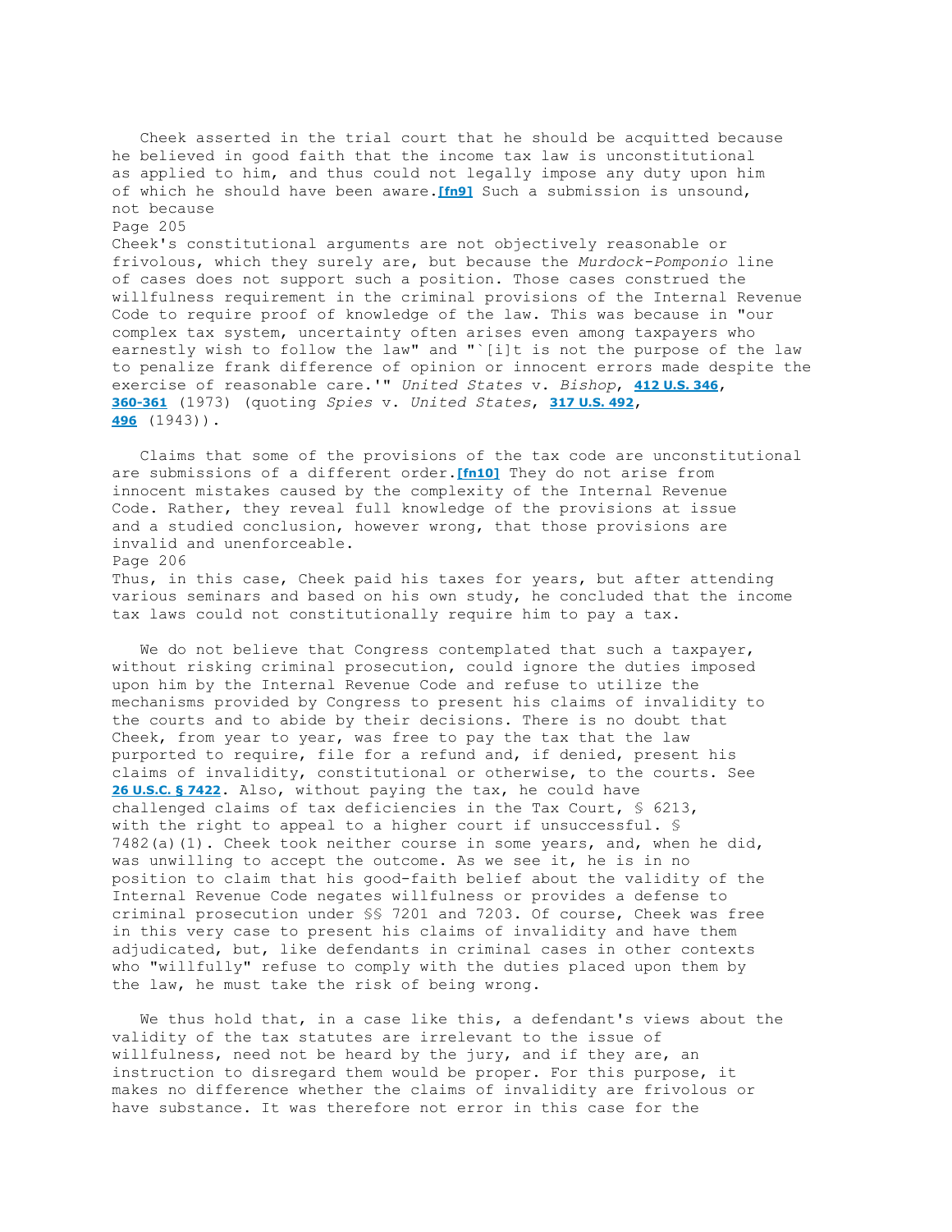Cheek asserted in the trial court that he should be acquitted because he believed in good faith that the income tax law is unconstitutional as applied to him, and thus could not legally impose any duty upon him of which he should have been aware.[fn9] Such a submission is unsound, not because

Page 205

Cheek's constitutional arguments are not objectively reasonable or frivolous, which they surely are, but because the *Murdock*-*Pomponio* line of cases does not support such a position. Those cases construed the willfulness requirement in the criminal provisions of the Internal Revenue Code to require proof of knowledge of the law. This was because in "our complex tax system, uncertainty often arises even among taxpayers who earnestly wish to follow the law" and "`[i]t is not the purpose of the law to penalize frank difference of opinion or innocent errors made despite the exercise of reasonable care.'" *United States* v. *Bishop*, **412 U.S. 346**, **360-361** (1973) (quoting *Spies* v. *United States*, **317 U.S. 492**, **496** (1943)).

Claims that some of the provisions of the tax code are unconstitutional are submissions of a different order.[fn10] They do not arise from innocent mistakes caused by the complexity of the Internal Revenue Code. Rather, they reveal full knowledge of the provisions at issue and a studied conclusion, however wrong, that those provisions are invalid and unenforceable.

Page 206

Thus, in this case, Cheek paid his taxes for years, but after attending various seminars and based on his own study, he concluded that the income tax laws could not constitutionally require him to pay a tax.

We do not believe that Congress contemplated that such a taxpayer, without risking criminal prosecution, could ignore the duties imposed upon him by the Internal Revenue Code and refuse to utilize the mechanisms provided by Congress to present his claims of invalidity to the courts and to abide by their decisions. There is no doubt that Cheek, from year to year, was free to pay the tax that the law purported to require, file for a refund and, if denied, present his claims of invalidity, constitutional or otherwise, to the courts. See **26 U.S.C. § 7422**. Also, without paying the tax, he could have challenged claims of tax deficiencies in the Tax Court, § 6213, with the right to appeal to a higher court if unsuccessful. § 7482(a)(1). Cheek took neither course in some years, and, when he did, was unwilling to accept the outcome. As we see it, he is in no position to claim that his good-faith belief about the validity of the Internal Revenue Code negates willfulness or provides a defense to criminal prosecution under §§ 7201 and 7203. Of course, Cheek was free in this very case to present his claims of invalidity and have them adjudicated, but, like defendants in criminal cases in other contexts who "willfully" refuse to comply with the duties placed upon them by the law, he must take the risk of being wrong.

We thus hold that, in a case like this, a defendant's views about the validity of the tax statutes are irrelevant to the issue of willfulness, need not be heard by the jury, and if they are, an instruction to disregard them would be proper. For this purpose, it makes no difference whether the claims of invalidity are frivolous or have substance. It was therefore not error in this case for the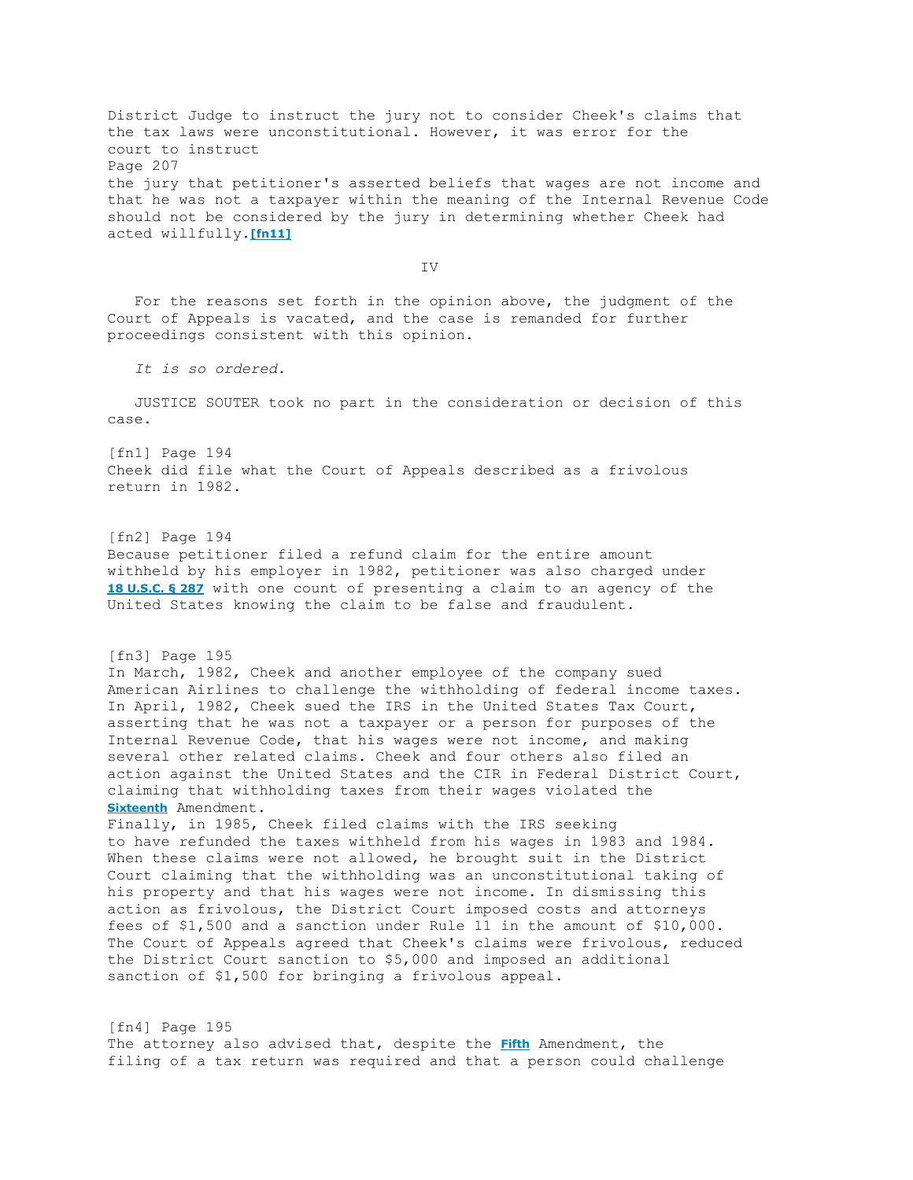District Judge to instruct the jury not to consider Cheek's claims that the tax laws were unconstitutional. However, it was error for the court to instruct

Page 207

the jury that petitioner's asserted beliefs that wages are not income and that he was not a taxpayer within the meaning of the Internal Revenue Code should not be considered by the jury in determining whether Cheek had acted willfully.[fn11]

IV

For the reasons set forth in the opinion above, the judgment of the Court of Appeals is vacated, and the case is remanded for further proceedings consistent with this opinion.

*It is so ordered*.

JUSTICE SOUTER took no part in the consideration or decision of this case.

[fn1] Page 194
Cheek did file what the Court of Appeals described as a frivolous return in 1982.

[fn2] Page 194
Because petitioner filed a refund claim for the entire amount withheld by his employer in 1982, petitioner was also charged under 18 U.S.C. § 287 with one count of presenting a claim to an agency of the United States knowing the claim to be false and fraudulent.

[fn3] Page 195
In March, 1982, Cheek and another employee of the company sued American Airlines to challenge the withholding of federal income taxes. In April, 1982, Cheek sued the IRS in the United States Tax Court, asserting that he was not a taxpayer or a person for purposes of the Internal Revenue Code, that his wages were not income, and making several other related claims. Cheek and four others also filed an action against the United States and the CIR in Federal District Court, claiming that withholding taxes from their wages violated the Sixteenth Amendment.
Finally, in 1985, Cheek filed claims with the IRS seeking to have refunded the taxes withheld from his wages in 1983 and 1984. When these claims were not allowed, he brought suit in the District Court claiming that the withholding was an unconstitutional taking of his property and that his wages were not income. In dismissing this action as frivolous, the District Court imposed costs and attorneys fees of $1,500 and a sanction under Rule 11 in the amount of $10,000. The Court of Appeals agreed that Cheek's claims were frivolous, reduced the District Court sanction to $5,000 and imposed an additional sanction of $1,500 for bringing a frivolous appeal.

[fn4] Page 195
The attorney also advised that, despite the Fifth Amendment, the filing of a tax return was required and that a person could challenge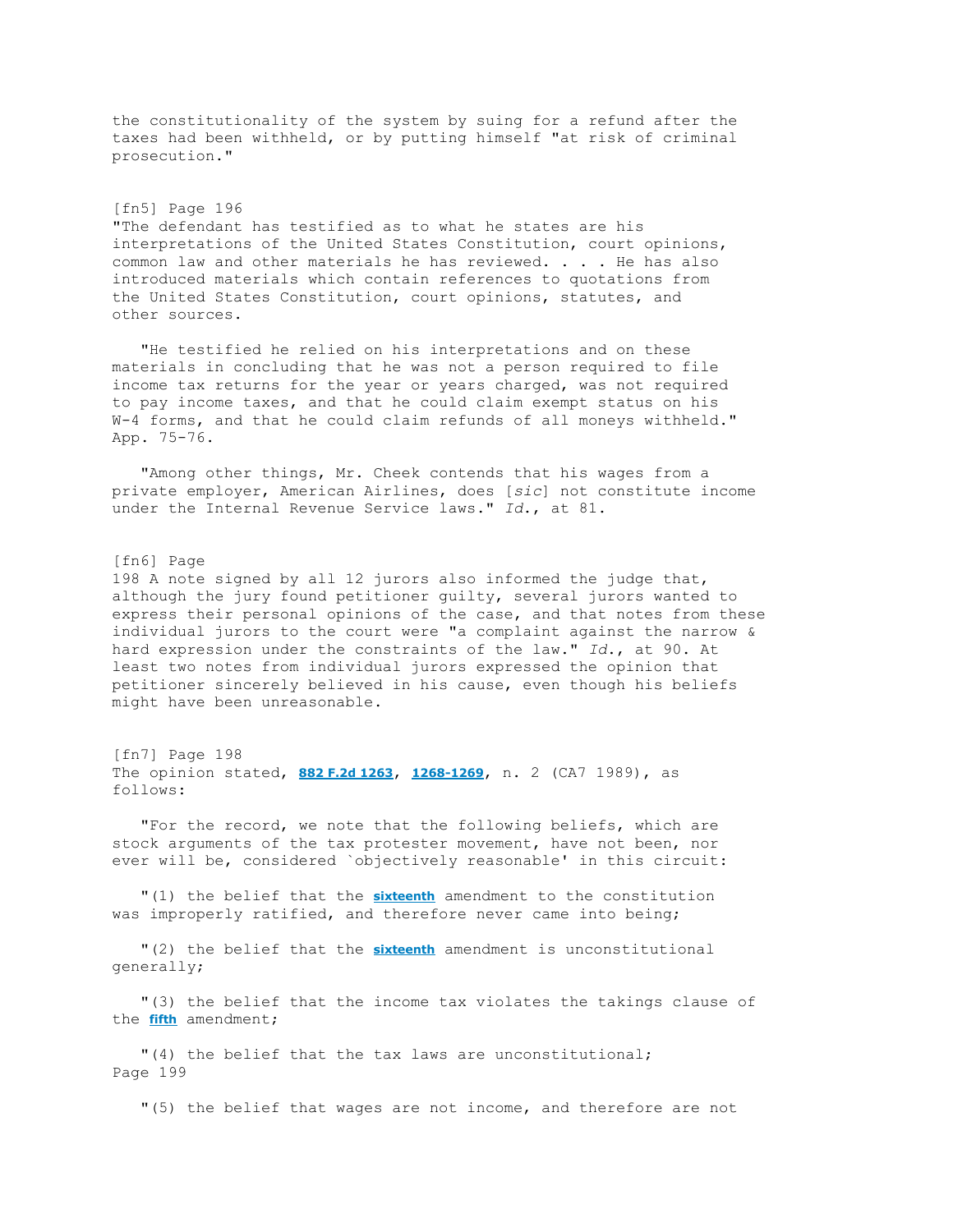the constitutionality of the system by suing for a refund after the taxes had been withheld, or by putting himself "at risk of criminal prosecution."

[fn5] Page 196
"The defendant has testified as to what he states are his interpretations of the United States Constitution, court opinions, common law and other materials he has reviewed. . . . He has also introduced materials which contain references to quotations from the United States Constitution, court opinions, statutes, and other sources.

"He testified he relied on his interpretations and on these materials in concluding that he was not a person required to file income tax returns for the year or years charged, was not required to pay income taxes, and that he could claim exempt status on his W-4 forms, and that he could claim refunds of all moneys withheld." App. 75-76.

"Among other things, Mr. Cheek contends that his wages from a private employer, American Airlines, does [*sic*] not constitute income under the Internal Revenue Service laws." *Id.*, at 81.

[fn6] Page
198 A note signed by all 12 jurors also informed the judge that, although the jury found petitioner guilty, several jurors wanted to express their personal opinions of the case, and that notes from these individual jurors to the court were "a complaint against the narrow & hard expression under the constraints of the law." *Id.*, at 90. At least two notes from individual jurors expressed the opinion that petitioner sincerely believed in his cause, even though his beliefs might have been unreasonable.

[fn7] Page 198
The opinion stated, **882 F.2d 1263**, **1268-1269**, n. 2 (CA7 1989), as follows:

"For the record, we note that the following beliefs, which are stock arguments of the tax protester movement, have not been, nor ever will be, considered `objectively reasonable' in this circuit:

"(1) the belief that the **sixteenth** amendment to the constitution was improperly ratified, and therefore never came into being;

"(2) the belief that the **sixteenth** amendment is unconstitutional generally;

"(3) the belief that the income tax violates the takings clause of the **fifth** amendment;

"(4) the belief that the tax laws are unconstitutional;
Page 199

"(5) the belief that wages are not income, and therefore are not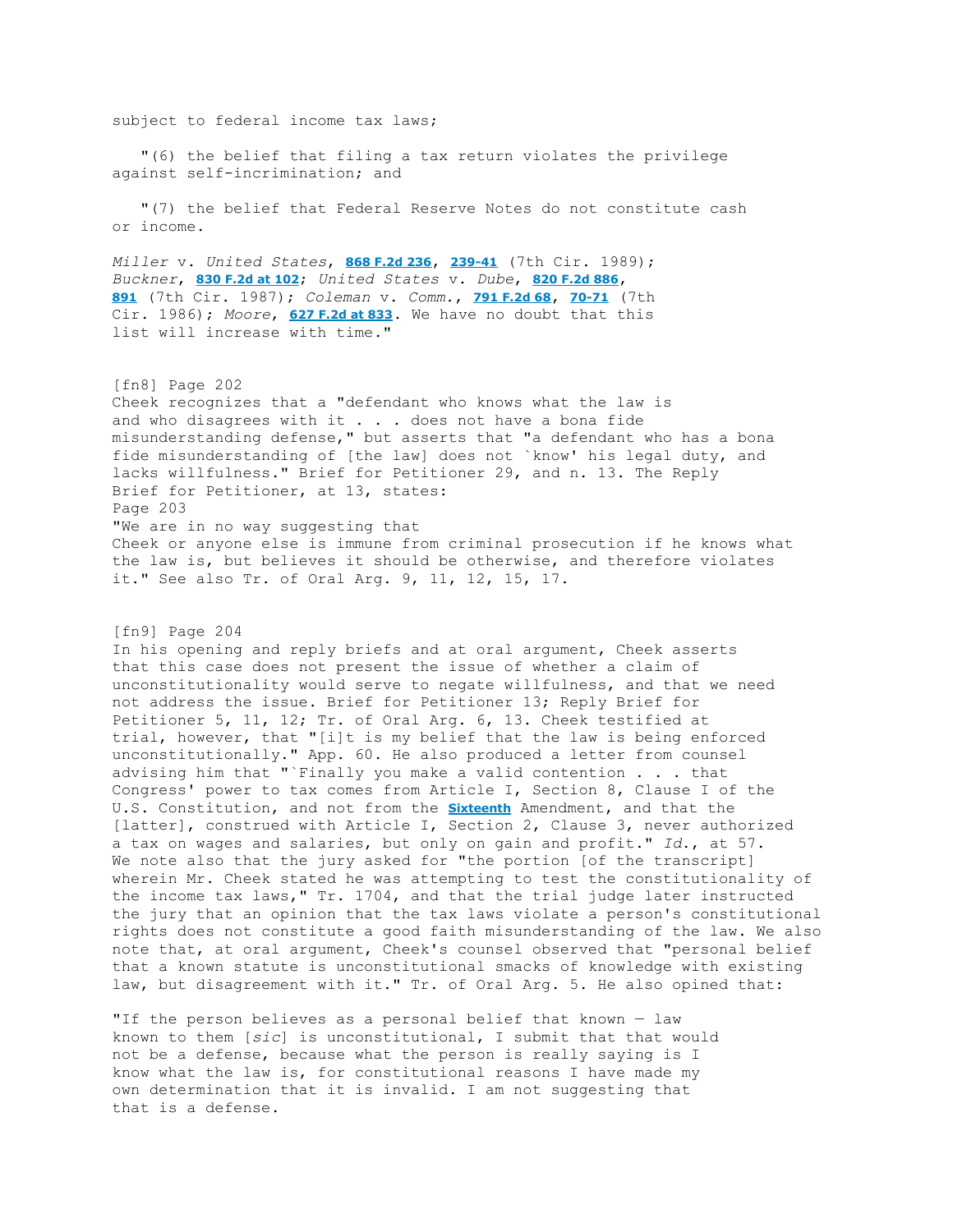subject to federal income tax laws;

"(6) the belief that filing a tax return violates the privilege against self-incrimination; and

"(7) the belief that Federal Reserve Notes do not constitute cash or income.

*Miller* v. *United States*, **868 F.2d 236**, **239-41** (7th Cir. 1989); *Buckner*, **830 F.2d at 102**; *United States* v. *Dube*, **820 F.2d 886**, **891** (7th Cir. 1987); *Coleman* v. *Comm.*, **791 F.2d 68**, **70-71** (7th Cir. 1986); *Moore*, **627 F.2d at 833**. We have no doubt that this list will increase with time."

[fn8] Page 202
Cheek recognizes that a "defendant who knows what the law is and who disagrees with it . . . does not have a bona fide misunderstanding defense," but asserts that "a defendant who has a bona fide misunderstanding of [the law] does not `know' his legal duty, and lacks willfulness." Brief for Petitioner 29, and n. 13. The Reply Brief for Petitioner, at 13, states:
Page 203
"We are in no way suggesting that Cheek or anyone else is immune from criminal prosecution if he knows what the law is, but believes it should be otherwise, and therefore violates it." See also Tr. of Oral Arg. 9, 11, 12, 15, 17.

[fn9] Page 204
In his opening and reply briefs and at oral argument, Cheek asserts that this case does not present the issue of whether a claim of unconstitutionality would serve to negate willfulness, and that we need not address the issue. Brief for Petitioner 13; Reply Brief for Petitioner 5, 11, 12; Tr. of Oral Arg. 6, 13. Cheek testified at trial, however, that "[i]t is my belief that the law is being enforced unconstitutionally." App. 60. He also produced a letter from counsel advising him that "`Finally you make a valid contention . . . that Congress' power to tax comes from Article I, Section 8, Clause I of the U.S. Constitution, and not from the **Sixteenth** Amendment, and that the [latter], construed with Article I, Section 2, Clause 3, never authorized a tax on wages and salaries, but only on gain and profit." *Id.*, at 57. We note also that the jury asked for "the portion [of the transcript] wherein Mr. Cheek stated he was attempting to test the constitutionality of the income tax laws," Tr. 1704, and that the trial judge later instructed the jury that an opinion that the tax laws violate a person's constitutional rights does not constitute a good faith misunderstanding of the law. We also note that, at oral argument, Cheek's counsel observed that "personal belief that a known statute is unconstitutional smacks of knowledge with existing law, but disagreement with it." Tr. of Oral Arg. 5. He also opined that:

"If the person believes as a personal belief that known — law known to them [*sic*] is unconstitutional, I submit that that would not be a defense, because what the person is really saying is I know what the law is, for constitutional reasons I have made my own determination that it is invalid. I am not suggesting that that is a defense.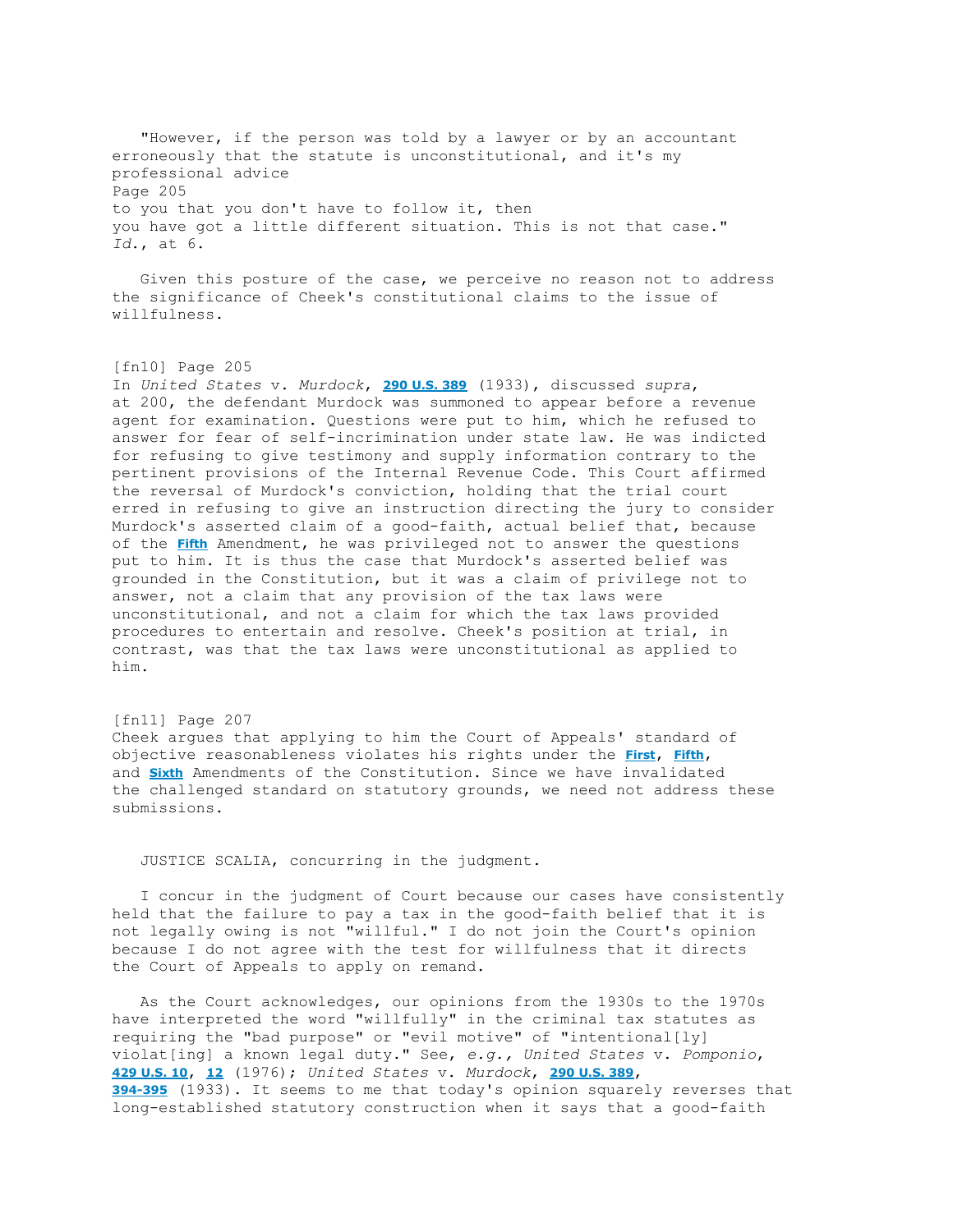"However, if the person was told by a lawyer or by an accountant erroneously that the statute is unconstitutional, and it's my professional advice
Page 205
to you that you don't have to follow it, then you have got a little different situation. This is not that case." *Id.*, at 6.

Given this posture of the case, we perceive no reason not to address the significance of Cheek's constitutional claims to the issue of willfulness.

[fn10] Page 205
In *United States* v. *Murdock*, **290 U.S. 389** (1933), discussed *supra*, at 200, the defendant Murdock was summoned to appear before a revenue agent for examination. Questions were put to him, which he refused to answer for fear of self-incrimination under state law. He was indicted for refusing to give testimony and supply information contrary to the pertinent provisions of the Internal Revenue Code. This Court affirmed the reversal of Murdock's conviction, holding that the trial court erred in refusing to give an instruction directing the jury to consider Murdock's asserted claim of a good-faith, actual belief that, because of the **Fifth** Amendment, he was privileged not to answer the questions put to him. It is thus the case that Murdock's asserted belief was grounded in the Constitution, but it was a claim of privilege not to answer, not a claim that any provision of the tax laws were unconstitutional, and not a claim for which the tax laws provided procedures to entertain and resolve. Cheek's position at trial, in contrast, was that the tax laws were unconstitutional as applied to him.

[fn11] Page 207
Cheek argues that applying to him the Court of Appeals' standard of objective reasonableness violates his rights under the **First**, **Fifth**, and **Sixth** Amendments of the Constitution. Since we have invalidated the challenged standard on statutory grounds, we need not address these submissions.

JUSTICE SCALIA, concurring in the judgment.

I concur in the judgment of Court because our cases have consistently held that the failure to pay a tax in the good-faith belief that it is not legally owing is not "willful." I do not join the Court's opinion because I do not agree with the test for willfulness that it directs the Court of Appeals to apply on remand.

As the Court acknowledges, our opinions from the 1930s to the 1970s have interpreted the word "willfully" in the criminal tax statutes as requiring the "bad purpose" or "evil motive" of "intentional[ly] violat[ing] a known legal duty." See, *e.g., United States* v. *Pomponio*, **429 U.S. 10**, **12** (1976); *United States* v. *Murdock*, **290 U.S. 389**, **394-395** (1933). It seems to me that today's opinion squarely reverses that long-established statutory construction when it says that a good-faith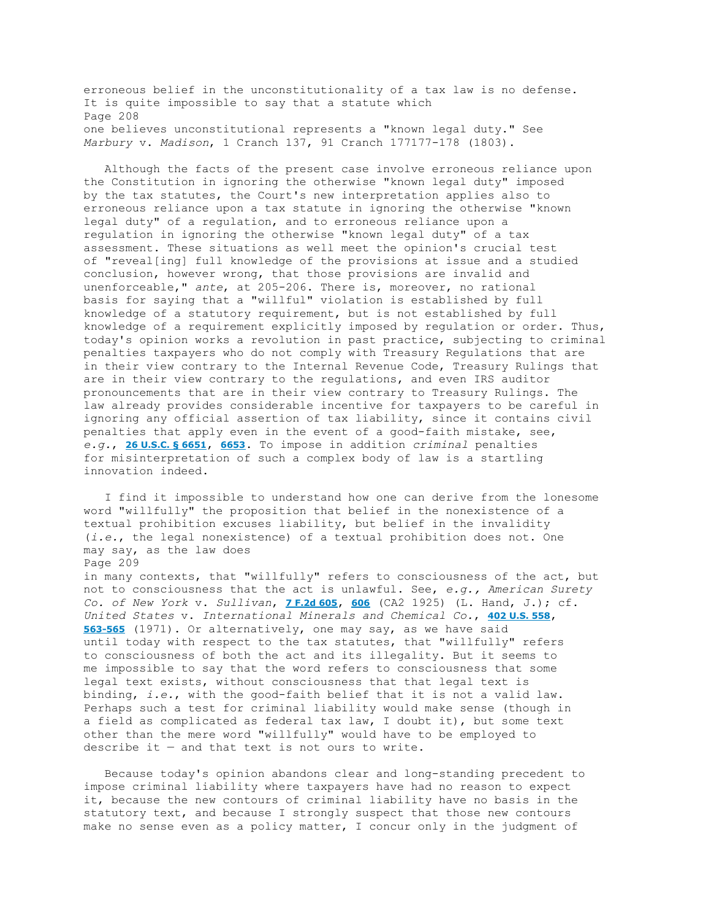erroneous belief in the unconstitutionality of a tax law is no defense. It is quite impossible to say that a statute which

Page 208

one believes unconstitutional represents a "known legal duty." See *Marbury* v. *Madison*, 1 Cranch 137, 91 Cranch 177177-178 (1803).

Although the facts of the present case involve erroneous reliance upon the Constitution in ignoring the otherwise "known legal duty" imposed by the tax statutes, the Court's new interpretation applies also to erroneous reliance upon a tax statute in ignoring the otherwise "known legal duty" of a regulation, and to erroneous reliance upon a regulation in ignoring the otherwise "known legal duty" of a tax assessment. These situations as well meet the opinion's crucial test of "reveal[ing] full knowledge of the provisions at issue and a studied conclusion, however wrong, that those provisions are invalid and unenforceable," *ante*, at 205-206. There is, moreover, no rational basis for saying that a "willful" violation is established by full knowledge of a statutory requirement, but is not established by full knowledge of a requirement explicitly imposed by regulation or order. Thus, today's opinion works a revolution in past practice, subjecting to criminal penalties taxpayers who do not comply with Treasury Regulations that are in their view contrary to the Internal Revenue Code, Treasury Rulings that are in their view contrary to the regulations, and even IRS auditor pronouncements that are in their view contrary to Treasury Rulings. The law already provides considerable incentive for taxpayers to be careful in ignoring any official assertion of tax liability, since it contains civil penalties that apply even in the event of a good-faith mistake, see, *e.g.*, **26 U.S.C. § 6651**, **6653**. To impose in addition *criminal* penalties for misinterpretation of such a complex body of law is a startling innovation indeed.

I find it impossible to understand how one can derive from the lonesome word "willfully" the proposition that belief in the nonexistence of a textual prohibition excuses liability, but belief in the invalidity (*i.e.*, the legal nonexistence) of a textual prohibition does not. One may say, as the law does

Page 209

in many contexts, that "willfully" refers to consciousness of the act, but not to consciousness that the act is unlawful. See, *e.g.*, *American Surety Co. of New York* v. *Sullivan*, **7 F.2d 605**, **606** (CA2 1925) (L. Hand, J.); cf. *United States* v. *International Minerals and Chemical Co.*, **402 U.S. 558**, **563-565** (1971). Or alternatively, one may say, as we have said until today with respect to the tax statutes, that "willfully" refers to consciousness of both the act and its illegality. But it seems to me impossible to say that the word refers to consciousness that some legal text exists, without consciousness that that legal text is binding, *i.e.*, with the good-faith belief that it is not a valid law. Perhaps such a test for criminal liability would make sense (though in a field as complicated as federal tax law, I doubt it), but some text other than the mere word "willfully" would have to be employed to describe it — and that text is not ours to write.

Because today's opinion abandons clear and long-standing precedent to impose criminal liability where taxpayers have had no reason to expect it, because the new contours of criminal liability have no basis in the statutory text, and because I strongly suspect that those new contours make no sense even as a policy matter, I concur only in the judgment of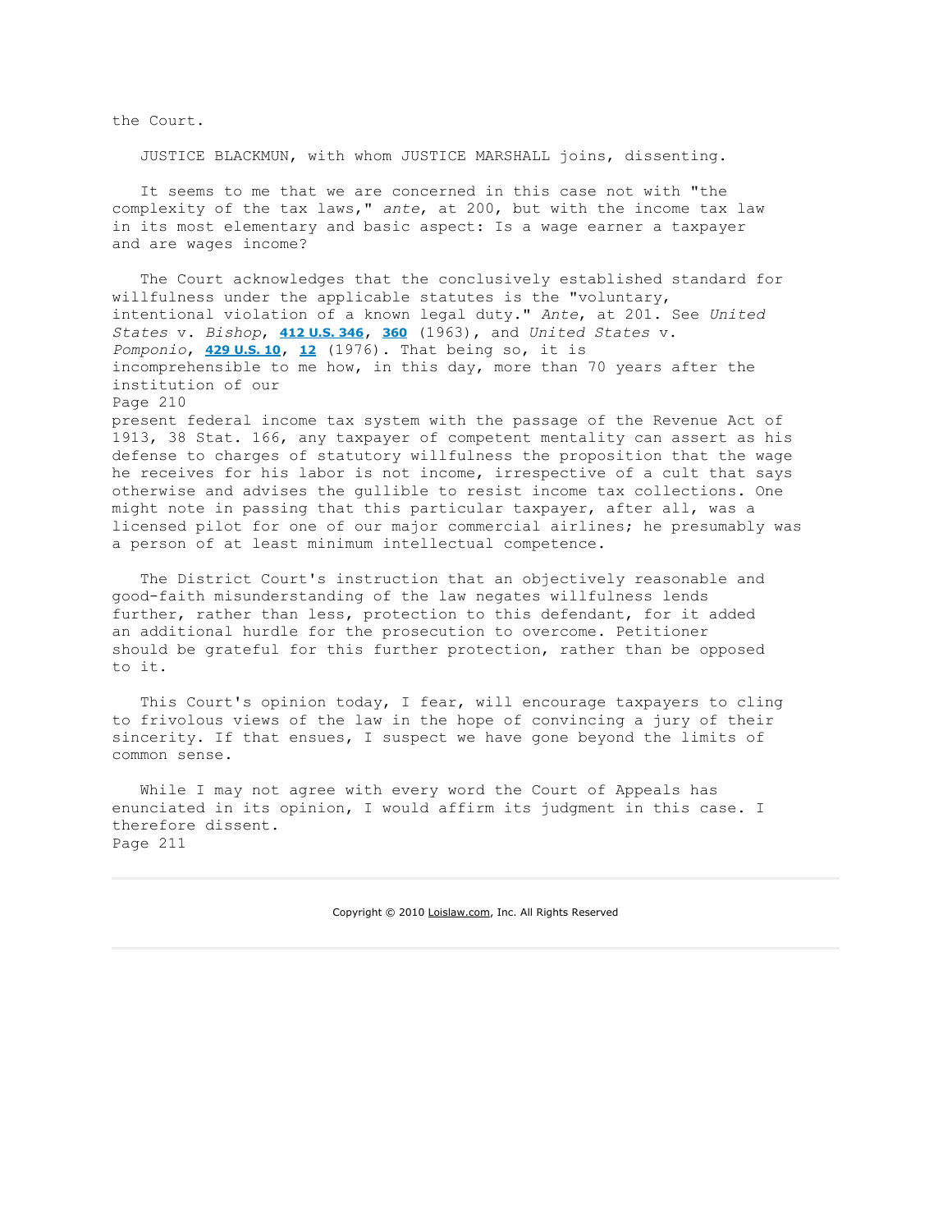the Court.

JUSTICE BLACKMUN, with whom JUSTICE MARSHALL joins, dissenting.

It seems to me that we are concerned in this case not with "the complexity of the tax laws," *ante*, at 200, but with the income tax law in its most elementary and basic aspect: Is a wage earner a taxpayer and are wages income?

The Court acknowledges that the conclusively established standard for willfulness under the applicable statutes is the "voluntary, intentional violation of a known legal duty." *Ante*, at 201. See *United States* v. *Bishop*, **412 U.S. 346**, **360** (1963), and *United States* v. *Pomponio*, **429 U.S. 10**, **12** (1976). That being so, it is incomprehensible to me how, in this day, more than 70 years after the institution of our present federal income tax system with the passage of the Revenue Act of 1913, 38 Stat. 166, any taxpayer of competent mentality can assert as his defense to charges of statutory willfulness the proposition that the wage he receives for his labor is not income, irrespective of a cult that says otherwise and advises the gullible to resist income tax collections. One might note in passing that this particular taxpayer, after all, was a licensed pilot for one of our major commercial airlines; he presumably was a person of at least minimum intellectual competence.

The District Court's instruction that an objectively reasonable and good-faith misunderstanding of the law negates willfulness lends further, rather than less, protection to this defendant, for it added an additional hurdle for the prosecution to overcome. Petitioner should be grateful for this further protection, rather than be opposed to it.

This Court's opinion today, I fear, will encourage taxpayers to cling to frivolous views of the law in the hope of convincing a jury of their sincerity. If that ensues, I suspect we have gone beyond the limits of common sense.

While I may not agree with every word the Court of Appeals has enunciated in its opinion, I would affirm its judgment in this case. I therefore dissent.

Copyright © 2010 Loislaw.com, Inc. All Rights Reserved